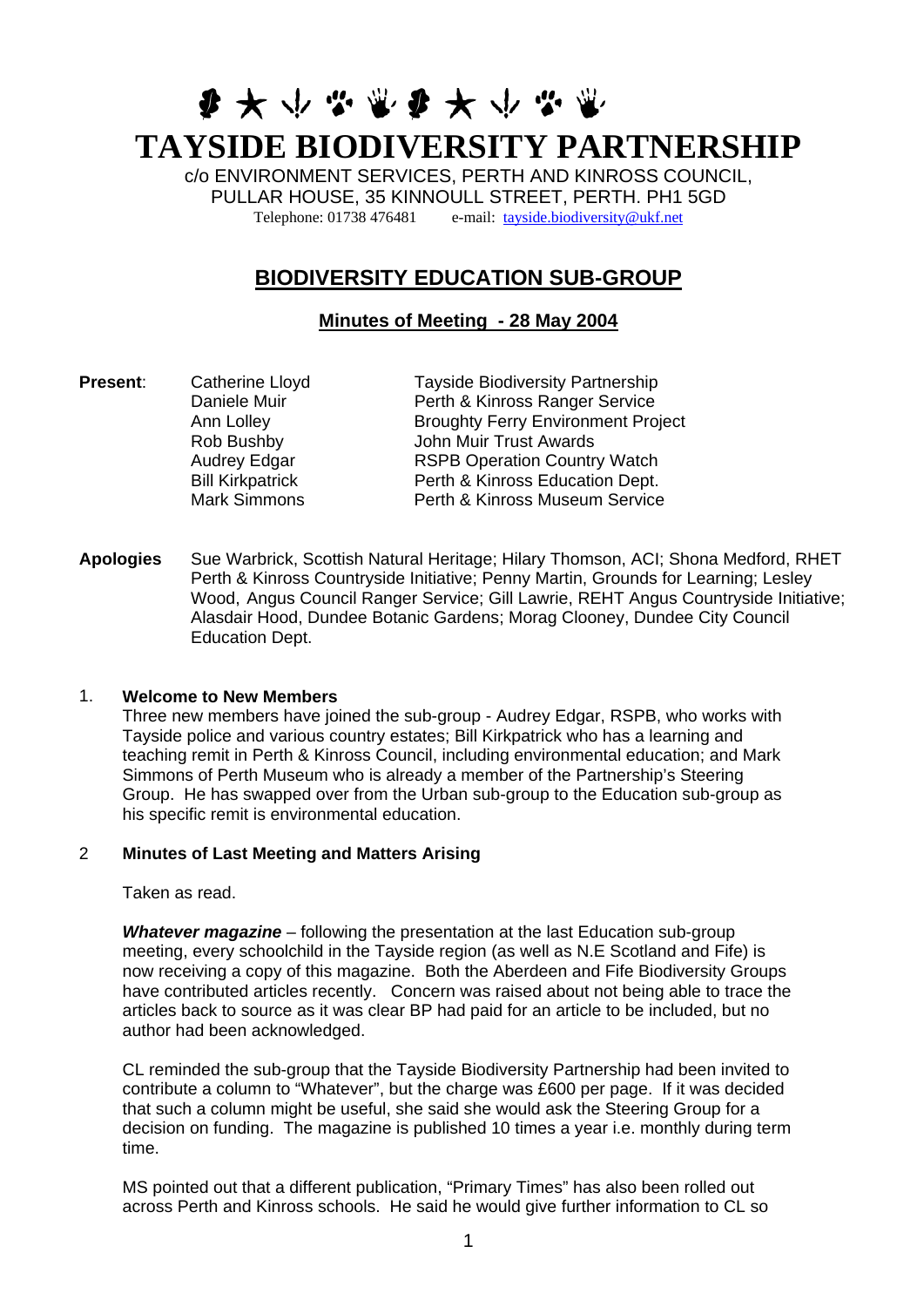# TAYSIDE BIODIVERSITY PARTNERSHIP

c/o ENVIRONMENT SERVICES, PERTH AND KINROSS COUNCIL,
PULLAR HOUSE, 35 KINNOULL STREET, PERTH. PH1 5GD
Telephone: 01738 476481 e-mail: tayside.biodiversity@ukf.net

## BIODIVERSITY EDUCATION SUB-GROUP

### Minutes of Meeting - 28 May 2004

**Present**:

| | |
|---|---|
| Catherine Lloyd | Tayside Biodiversity Partnership |
| Daniele Muir | Perth & Kinross Ranger Service |
| Ann Lolley | Broughty Ferry Environment Project |
| Rob Bushby | John Muir Trust Awards |
| Audrey Edgar | RSPB Operation Country Watch |
| Bill Kirkpatrick | Perth & Kinross Education Dept. |
| Mark Simmons | Perth & Kinross Museum Service |

**Apologies** Sue Warbrick, Scottish Natural Heritage; Hilary Thomson, ACI; Shona Medford, RHET Perth & Kinross Countryside Initiative; Penny Martin, Grounds for Learning; Lesley Wood, Angus Council Ranger Service; Gill Lawrie, REHT Angus Countryside Initiative; Alasdair Hood, Dundee Botanic Gardens; Morag Clooney, Dundee City Council Education Dept.

1. **Welcome to New Members**

Three new members have joined the sub-group - Audrey Edgar, RSPB, who works with Tayside police and various country estates; Bill Kirkpatrick who has a learning and teaching remit in Perth & Kinross Council, including environmental education; and Mark Simmons of Perth Museum who is already a member of the Partnership's Steering Group. He has swapped over from the Urban sub-group to the Education sub-group as his specific remit is environmental education.

2 **Minutes of Last Meeting and Matters Arising**

Taken as read.

***Whatever magazine*** – following the presentation at the last Education sub-group meeting, every schoolchild in the Tayside region (as well as N.E Scotland and Fife) is now receiving a copy of this magazine. Both the Aberdeen and Fife Biodiversity Groups have contributed articles recently. Concern was raised about not being able to trace the articles back to source as it was clear BP had paid for an article to be included, but no author had been acknowledged.

CL reminded the sub-group that the Tayside Biodiversity Partnership had been invited to contribute a column to "Whatever", but the charge was £600 per page. If it was decided that such a column might be useful, she said she would ask the Steering Group for a decision on funding. The magazine is published 10 times a year i.e. monthly during term time.

MS pointed out that a different publication, "Primary Times" has also been rolled out across Perth and Kinross schools. He said he would give further information to CL so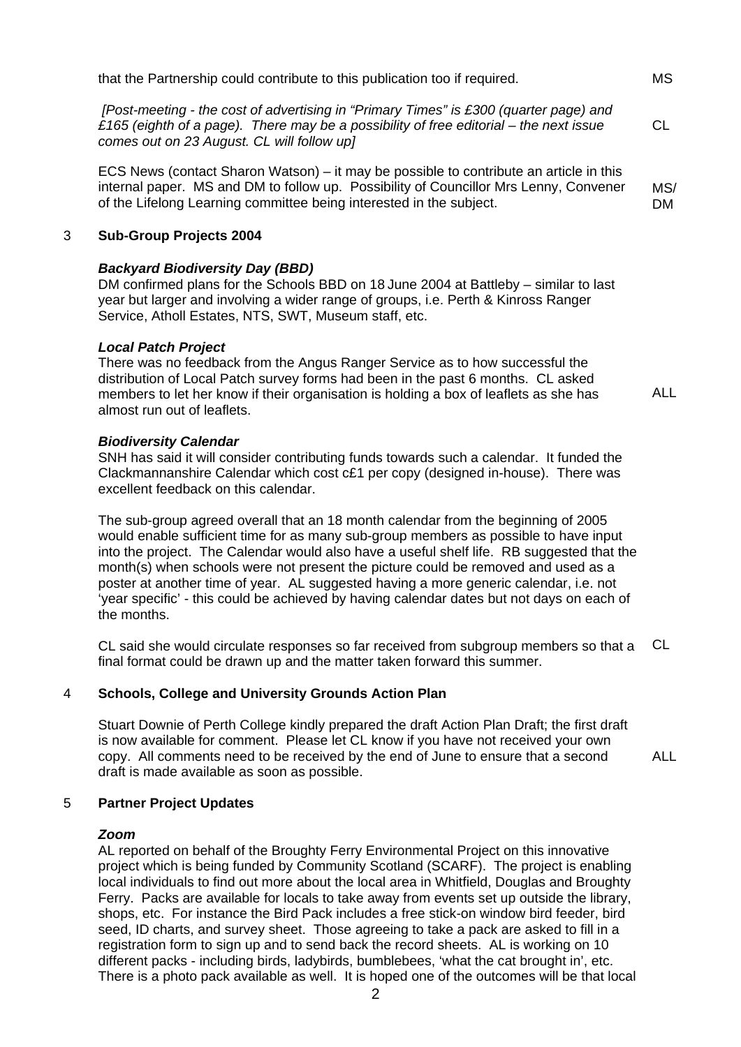that the Partnership could contribute to this publication too if required. **MS**

*[Post-meeting - the cost of advertising in "Primary Times" is £300 (quarter page) and £165 (eighth of a page). There may be a possibility of free editorial – the next issue comes out on 23 August. CL will follow up]* **CL**

ECS News (contact Sharon Watson) – it may be possible to contribute an article in this internal paper. MS and DM to follow up. Possibility of Councillor Mrs Lenny, Convener of the Lifelong Learning committee being interested in the subject. **MS/DM**

## 3 Sub-Group Projects 2004

### *Backyard Biodiversity Day (BBD)*

DM confirmed plans for the Schools BBD on 18 June 2004 at Battleby – similar to last year but larger and involving a wider range of groups, i.e. Perth & Kinross Ranger Service, Atholl Estates, NTS, SWT, Museum staff, etc.

### *Local Patch Project*

There was no feedback from the Angus Ranger Service as to how successful the distribution of Local Patch survey forms had been in the past 6 months. CL asked members to let her know if their organisation is holding a box of leaflets as she has almost run out of leaflets. **ALL**

### *Biodiversity Calendar*

SNH has said it will consider contributing funds towards such a calendar. It funded the Clackmannanshire Calendar which cost c£1 per copy (designed in-house). There was excellent feedback on this calendar.

The sub-group agreed overall that an 18 month calendar from the beginning of 2005 would enable sufficient time for as many sub-group members as possible to have input into the project. The Calendar would also have a useful shelf life. RB suggested that the month(s) when schools were not present the picture could be removed and used as a poster at another time of year. AL suggested having a more generic calendar, i.e. not 'year specific' - this could be achieved by having calendar dates but not days on each of the months.

CL said she would circulate responses so far received from subgroup members so that a final format could be drawn up and the matter taken forward this summer. **CL**

## 4 Schools, College and University Grounds Action Plan

Stuart Downie of Perth College kindly prepared the draft Action Plan Draft; the first draft is now available for comment. Please let CL know if you have not received your own copy. All comments need to be received by the end of June to ensure that a second draft is made available as soon as possible. **ALL**

## 5 Partner Project Updates

### *Zoom*

AL reported on behalf of the Broughty Ferry Environmental Project on this innovative project which is being funded by Community Scotland (SCARF). The project is enabling local individuals to find out more about the local area in Whitfield, Douglas and Broughty Ferry. Packs are available for locals to take away from events set up outside the library, shops, etc. For instance the Bird Pack includes a free stick-on window bird feeder, bird seed, ID charts, and survey sheet. Those agreeing to take a pack are asked to fill in a registration form to sign up and to send back the record sheets. AL is working on 10 different packs - including birds, ladybirds, bumblebees, 'what the cat brought in', etc. There is a photo pack available as well. It is hoped one of the outcomes will be that local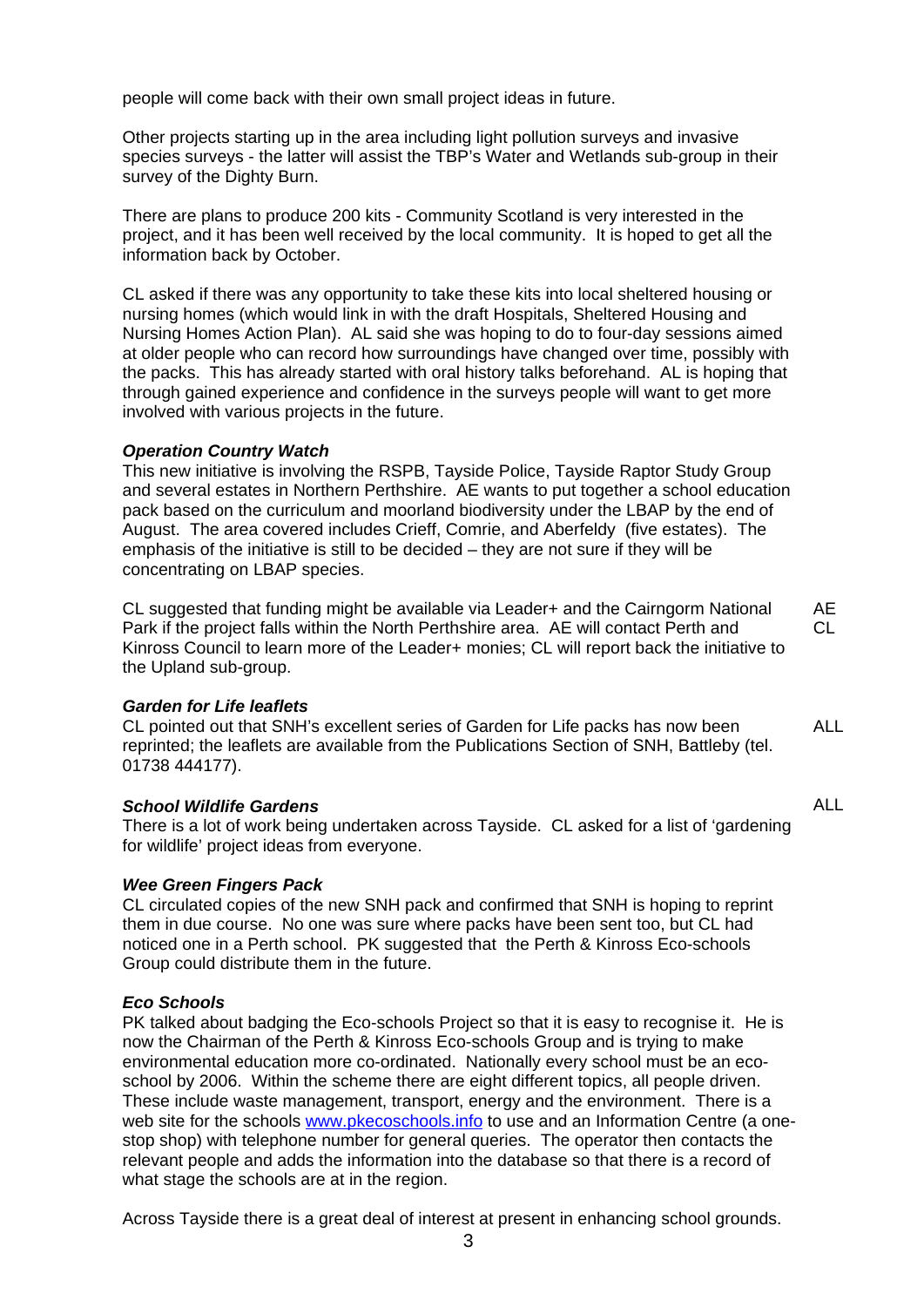people will come back with their own small project ideas in future.

Other projects starting up in the area including light pollution surveys and invasive species surveys - the latter will assist the TBP's Water and Wetlands sub-group in their survey of the Dighty Burn.

There are plans to produce 200 kits - Community Scotland is very interested in the project, and it has been well received by the local community. It is hoped to get all the information back by October.

CL asked if there was any opportunity to take these kits into local sheltered housing or nursing homes (which would link in with the draft Hospitals, Sheltered Housing and Nursing Homes Action Plan). AL said she was hoping to do to four-day sessions aimed at older people who can record how surroundings have changed over time, possibly with the packs. This has already started with oral history talks beforehand. AL is hoping that through gained experience and confidence in the surveys people will want to get more involved with various projects in the future.

***Operation Country Watch***

This new initiative is involving the RSPB, Tayside Police, Tayside Raptor Study Group and several estates in Northern Perthshire. AE wants to put together a school education pack based on the curriculum and moorland biodiversity under the LBAP by the end of August. The area covered includes Crieff, Comrie, and Aberfeldy (five estates). The emphasis of the initiative is still to be decided – they are not sure if they will be concentrating on LBAP species.

CL suggested that funding might be available via Leader+ and the Cairngorm National Park if the project falls within the North Perthshire area. AE will contact Perth and Kinross Council to learn more of the Leader+ monies; CL will report back the initiative to the Upland sub-group. **AE** **CL**

***Garden for Life leaflets***

CL pointed out that SNH's excellent series of Garden for Life packs has now been reprinted; the leaflets are available from the Publications Section of SNH, Battleby (tel. 01738 444177). **ALL**

***School Wildlife Gardens*** **ALL**

There is a lot of work being undertaken across Tayside. CL asked for a list of 'gardening for wildlife' project ideas from everyone.

***Wee Green Fingers Pack***

CL circulated copies of the new SNH pack and confirmed that SNH is hoping to reprint them in due course. No one was sure where packs have been sent too, but CL had noticed one in a Perth school. PK suggested that the Perth & Kinross Eco-schools Group could distribute them in the future.

***Eco Schools***

PK talked about badging the Eco-schools Project so that it is easy to recognise it. He is now the Chairman of the Perth & Kinross Eco-schools Group and is trying to make environmental education more co-ordinated. Nationally every school must be an eco-school by 2006. Within the scheme there are eight different topics, all people driven. These include waste management, transport, energy and the environment. There is a web site for the schools www.pkecoschools.info to use and an Information Centre (a one-stop shop) with telephone number for general queries. The operator then contacts the relevant people and adds the information into the database so that there is a record of what stage the schools are at in the region.

Across Tayside there is a great deal of interest at present in enhancing school grounds.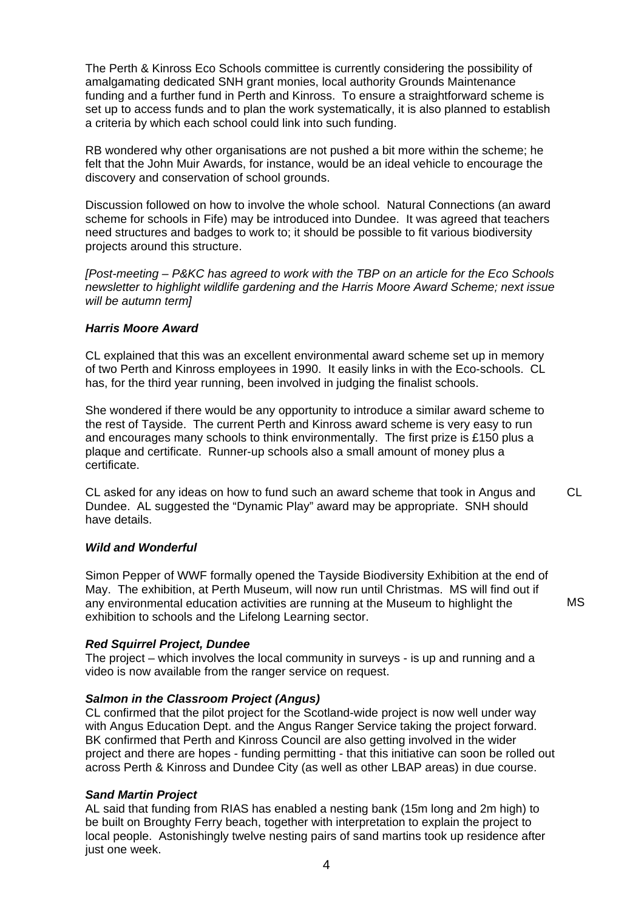The Perth & Kinross Eco Schools committee is currently considering the possibility of amalgamating dedicated SNH grant monies, local authority Grounds Maintenance funding and a further fund in Perth and Kinross. To ensure a straightforward scheme is set up to access funds and to plan the work systematically, it is also planned to establish a criteria by which each school could link into such funding.

RB wondered why other organisations are not pushed a bit more within the scheme; he felt that the John Muir Awards, for instance, would be an ideal vehicle to encourage the discovery and conservation of school grounds.

Discussion followed on how to involve the whole school. Natural Connections (an award scheme for schools in Fife) may be introduced into Dundee. It was agreed that teachers need structures and badges to work to; it should be possible to fit various biodiversity projects around this structure.

*[Post-meeting – P&KC has agreed to work with the TBP on an article for the Eco Schools newsletter to highlight wildlife gardening and the Harris Moore Award Scheme; next issue will be autumn term]*

***Harris Moore Award***

CL explained that this was an excellent environmental award scheme set up in memory of two Perth and Kinross employees in 1990. It easily links in with the Eco-schools. CL has, for the third year running, been involved in judging the finalist schools.

She wondered if there would be any opportunity to introduce a similar award scheme to the rest of Tayside. The current Perth and Kinross award scheme is very easy to run and encourages many schools to think environmentally. The first prize is £150 plus a plaque and certificate. Runner-up schools also a small amount of money plus a certificate.

CL asked for any ideas on how to fund such an award scheme that took in Angus and Dundee. AL suggested the "Dynamic Play" award may be appropriate. SNH should have details. **CL**

***Wild and Wonderful***

Simon Pepper of WWF formally opened the Tayside Biodiversity Exhibition at the end of May. The exhibition, at Perth Museum, will now run until Christmas. MS will find out if any environmental education activities are running at the Museum to highlight the exhibition to schools and the Lifelong Learning sector. **MS**

***Red Squirrel Project, Dundee***

The project – which involves the local community in surveys - is up and running and a video is now available from the ranger service on request.

***Salmon in the Classroom Project (Angus)***

CL confirmed that the pilot project for the Scotland-wide project is now well under way with Angus Education Dept. and the Angus Ranger Service taking the project forward. BK confirmed that Perth and Kinross Council are also getting involved in the wider project and there are hopes - funding permitting - that this initiative can soon be rolled out across Perth & Kinross and Dundee City (as well as other LBAP areas) in due course.

***Sand Martin Project***

AL said that funding from RIAS has enabled a nesting bank (15m long and 2m high) to be built on Broughty Ferry beach, together with interpretation to explain the project to local people. Astonishingly twelve nesting pairs of sand martins took up residence after just one week.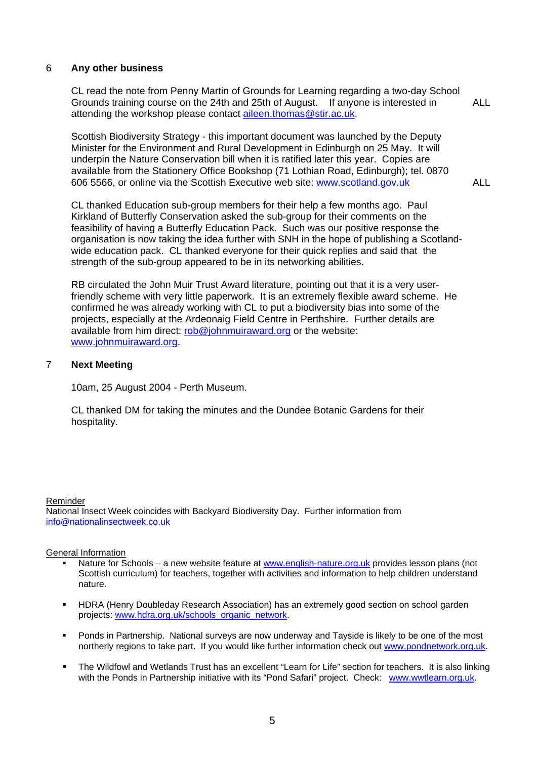## 6 Any other business

CL read the note from Penny Martin of Grounds for Learning regarding a two-day School Grounds training course on the 24th and 25th of August. If anyone is interested in attending the workshop please contact aileen.thomas@stir.ac.uk. ALL

Scottish Biodiversity Strategy - this important document was launched by the Deputy Minister for the Environment and Rural Development in Edinburgh on 25 May. It will underpin the Nature Conservation bill when it is ratified later this year. Copies are available from the Stationery Office Bookshop (71 Lothian Road, Edinburgh); tel. 0870 606 5566, or online via the Scottish Executive web site: www.scotland.gov.uk ALL

CL thanked Education sub-group members for their help a few months ago. Paul Kirkland of Butterfly Conservation asked the sub-group for their comments on the feasibility of having a Butterfly Education Pack. Such was our positive response the organisation is now taking the idea further with SNH in the hope of publishing a Scotland-wide education pack. CL thanked everyone for their quick replies and said that the strength of the sub-group appeared to be in its networking abilities.

RB circulated the John Muir Trust Award literature, pointing out that it is a very user-friendly scheme with very little paperwork. It is an extremely flexible award scheme. He confirmed he was already working with CL to put a biodiversity bias into some of the projects, especially at the Ardeonaig Field Centre in Perthshire. Further details are available from him direct: rob@johnmuiraward.org or the website: www.johnmuiraward.org.

## 7 Next Meeting

10am, 25 August 2004 - Perth Museum.

CL thanked DM for taking the minutes and the Dundee Botanic Gardens for their hospitality.

Reminder

National Insect Week coincides with Backyard Biodiversity Day. Further information from info@nationalinsectweek.co.uk

General Information

- Nature for Schools – a new website feature at www.english-nature.org.uk provides lesson plans (not Scottish curriculum) for teachers, together with activities and information to help children understand nature.
- HDRA (Henry Doubleday Research Association) has an extremely good section on school garden projects: www.hdra.org.uk/schools_organic_network.
- Ponds in Partnership. National surveys are now underway and Tayside is likely to be one of the most northerly regions to take part. If you would like further information check out www.pondnetwork.org.uk.
- The Wildfowl and Wetlands Trust has an excellent "Learn for Life" section for teachers. It is also linking with the Ponds in Partnership initiative with its "Pond Safari" project. Check: www.wwtlearn.org.uk.